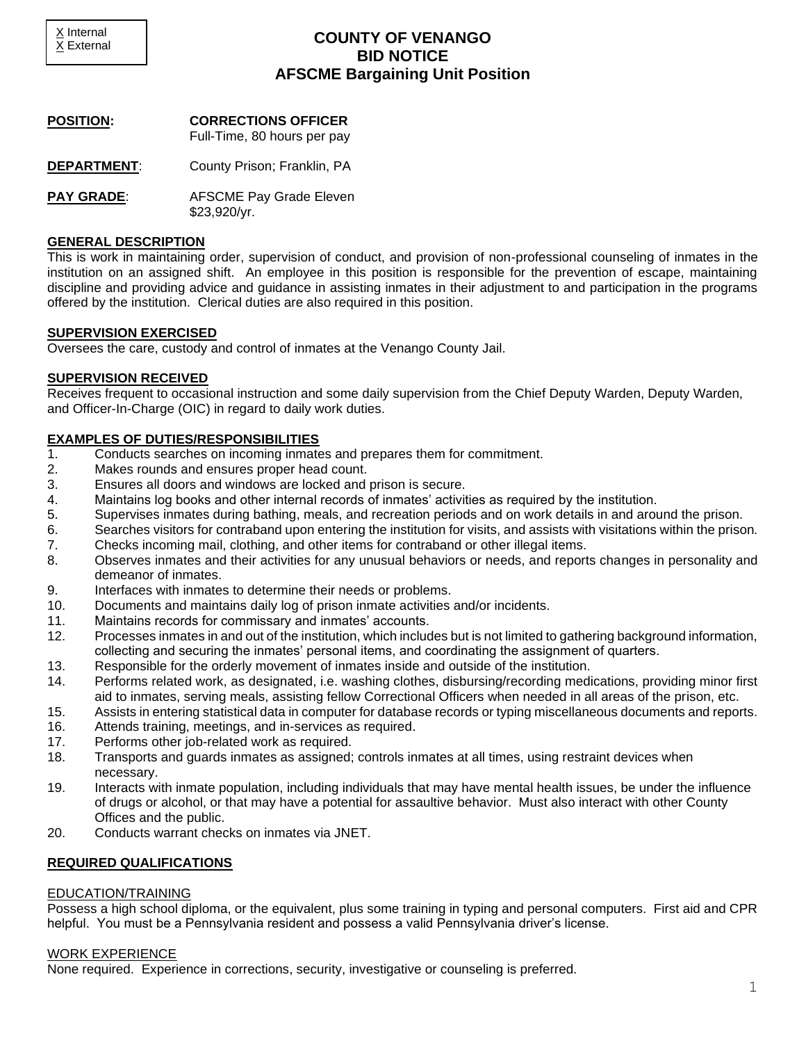X Internal
X External

# COUNTY OF VENANGO
## BID NOTICE
## AFSCME Bargaining Unit Position

**POSITION:** **CORRECTIONS OFFICER**
Full-Time, 80 hours per pay

**DEPARTMENT**: County Prison; Franklin, PA

**PAY GRADE**: AFSCME Pay Grade Eleven
$23,920/yr.

### GENERAL DESCRIPTION

This is work in maintaining order, supervision of conduct, and provision of non-professional counseling of inmates in the institution on an assigned shift. An employee in this position is responsible for the prevention of escape, maintaining discipline and providing advice and guidance in assisting inmates in their adjustment to and participation in the programs offered by the institution. Clerical duties are also required in this position.

### SUPERVISION EXERCISED

Oversees the care, custody and control of inmates at the Venango County Jail.

### SUPERVISION RECEIVED

Receives frequent to occasional instruction and some daily supervision from the Chief Deputy Warden, Deputy Warden, and Officer-In-Charge (OIC) in regard to daily work duties.

### EXAMPLES OF DUTIES/RESPONSIBILITIES

1. Conducts searches on incoming inmates and prepares them for commitment.
2. Makes rounds and ensures proper head count.
3. Ensures all doors and windows are locked and prison is secure.
4. Maintains log books and other internal records of inmates' activities as required by the institution.
5. Supervises inmates during bathing, meals, and recreation periods and on work details in and around the prison.
6. Searches visitors for contraband upon entering the institution for visits, and assists with visitations within the prison.
7. Checks incoming mail, clothing, and other items for contraband or other illegal items.
8. Observes inmates and their activities for any unusual behaviors or needs, and reports changes in personality and demeanor of inmates.
9. Interfaces with inmates to determine their needs or problems.
10. Documents and maintains daily log of prison inmate activities and/or incidents.
11. Maintains records for commissary and inmates' accounts.
12. Processes inmates in and out of the institution, which includes but is not limited to gathering background information, collecting and securing the inmates' personal items, and coordinating the assignment of quarters.
13. Responsible for the orderly movement of inmates inside and outside of the institution.
14. Performs related work, as designated, i.e. washing clothes, disbursing/recording medications, providing minor first aid to inmates, serving meals, assisting fellow Correctional Officers when needed in all areas of the prison, etc.
15. Assists in entering statistical data in computer for database records or typing miscellaneous documents and reports.
16. Attends training, meetings, and in-services as required.
17. Performs other job-related work as required.
18. Transports and guards inmates as assigned; controls inmates at all times, using restraint devices when necessary.
19. Interacts with inmate population, including individuals that may have mental health issues, be under the influence of drugs or alcohol, or that may have a potential for assaultive behavior. Must also interact with other County Offices and the public.
20. Conducts warrant checks on inmates via JNET.

### REQUIRED QUALIFICATIONS

#### EDUCATION/TRAINING

Possess a high school diploma, or the equivalent, plus some training in typing and personal computers. First aid and CPR helpful. You must be a Pennsylvania resident and possess a valid Pennsylvania driver's license.

#### WORK EXPERIENCE

None required. Experience in corrections, security, investigative or counseling is preferred.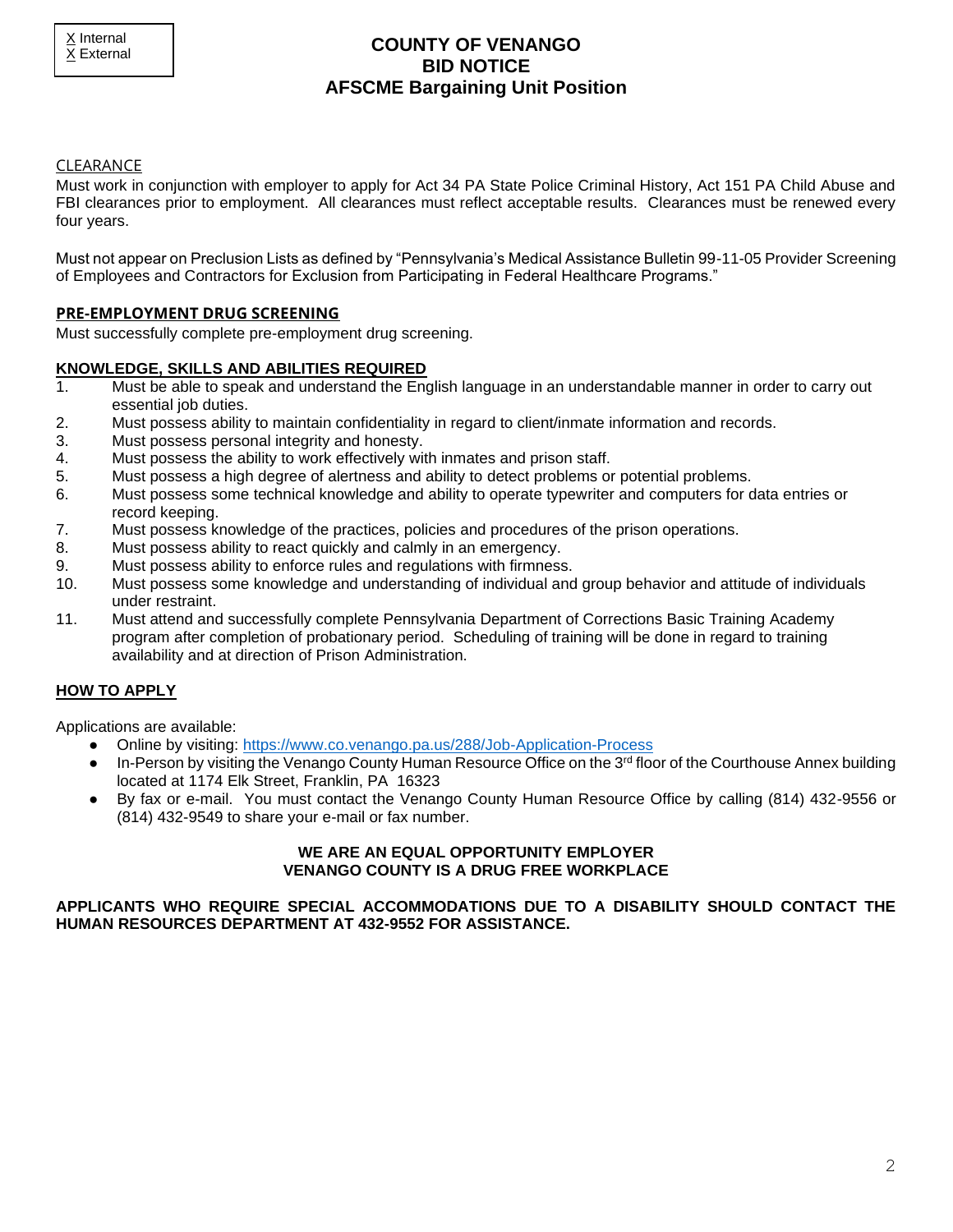X Internal
X External

# COUNTY OF VENANGO
# BID NOTICE
# AFSCME Bargaining Unit Position

## CLEARANCE

Must work in conjunction with employer to apply for Act 34 PA State Police Criminal History, Act 151 PA Child Abuse and FBI clearances prior to employment. All clearances must reflect acceptable results. Clearances must be renewed every four years.

Must not appear on Preclusion Lists as defined by "Pennsylvania's Medical Assistance Bulletin 99-11-05 Provider Screening of Employees and Contractors for Exclusion from Participating in Federal Healthcare Programs."

## PRE-EMPLOYMENT DRUG SCREENING

Must successfully complete pre-employment drug screening.

## KNOWLEDGE, SKILLS AND ABILITIES REQUIRED

1. Must be able to speak and understand the English language in an understandable manner in order to carry out essential job duties.
2. Must possess ability to maintain confidentiality in regard to client/inmate information and records.
3. Must possess personal integrity and honesty.
4. Must possess the ability to work effectively with inmates and prison staff.
5. Must possess a high degree of alertness and ability to detect problems or potential problems.
6. Must possess some technical knowledge and ability to operate typewriter and computers for data entries or record keeping.
7. Must possess knowledge of the practices, policies and procedures of the prison operations.
8. Must possess ability to react quickly and calmly in an emergency.
9. Must possess ability to enforce rules and regulations with firmness.
10. Must possess some knowledge and understanding of individual and group behavior and attitude of individuals under restraint.
11. Must attend and successfully complete Pennsylvania Department of Corrections Basic Training Academy program after completion of probationary period. Scheduling of training will be done in regard to training availability and at direction of Prison Administration.

## HOW TO APPLY

Applications are available:

- Online by visiting: https://www.co.venango.pa.us/288/Job-Application-Process
- In-Person by visiting the Venango County Human Resource Office on the 3rd floor of the Courthouse Annex building located at 1174 Elk Street, Franklin, PA 16323
- By fax or e-mail. You must contact the Venango County Human Resource Office by calling (814) 432-9556 or (814) 432-9549 to share your e-mail or fax number.

**WE ARE AN EQUAL OPPORTUNITY EMPLOYER**
**VENANGO COUNTY IS A DRUG FREE WORKPLACE**

**APPLICANTS WHO REQUIRE SPECIAL ACCOMMODATIONS DUE TO A DISABILITY SHOULD CONTACT THE HUMAN RESOURCES DEPARTMENT AT 432-9552 FOR ASSISTANCE.**